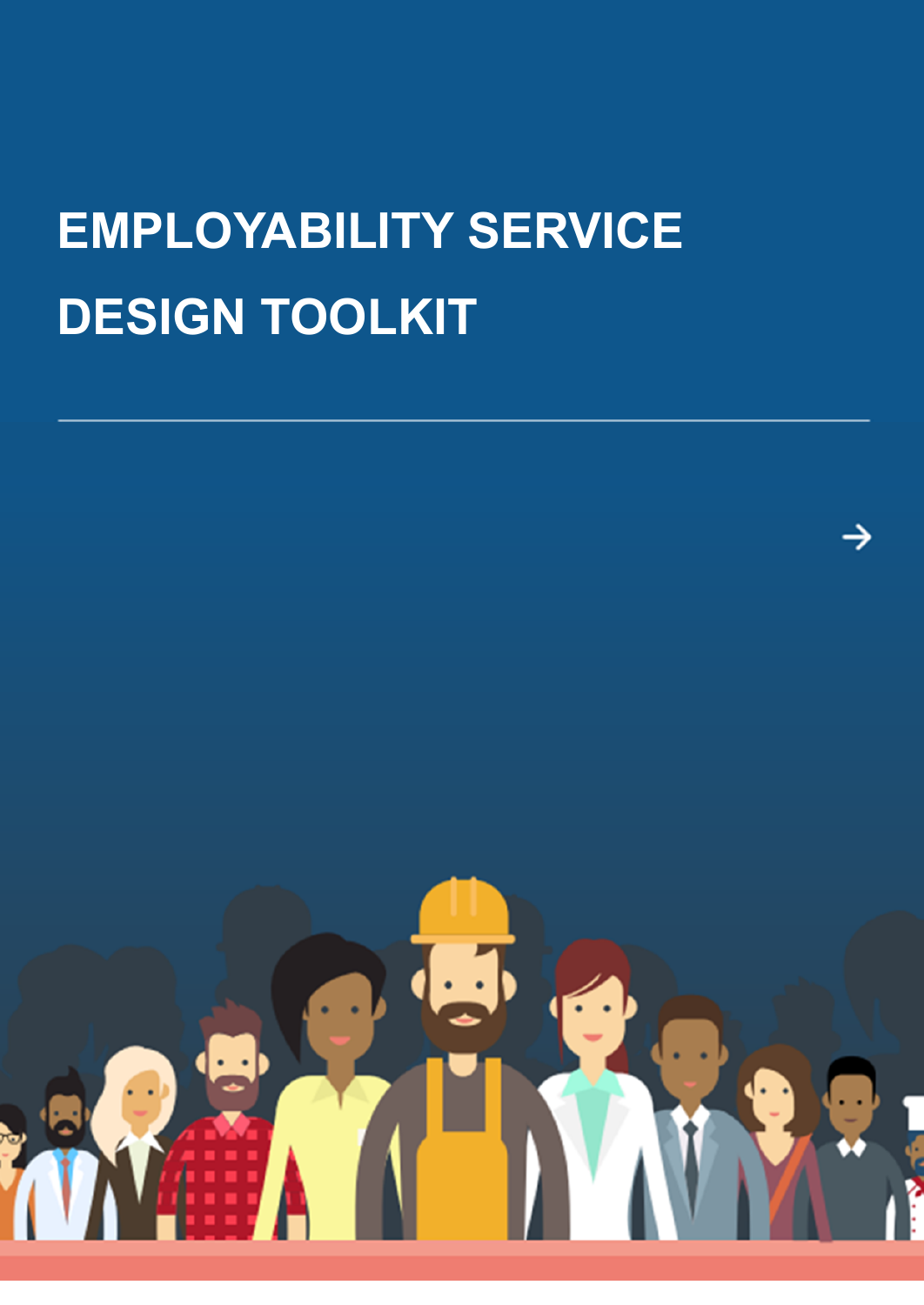# EMPLOYABILITY SERVICE DESIGN TOOLKIT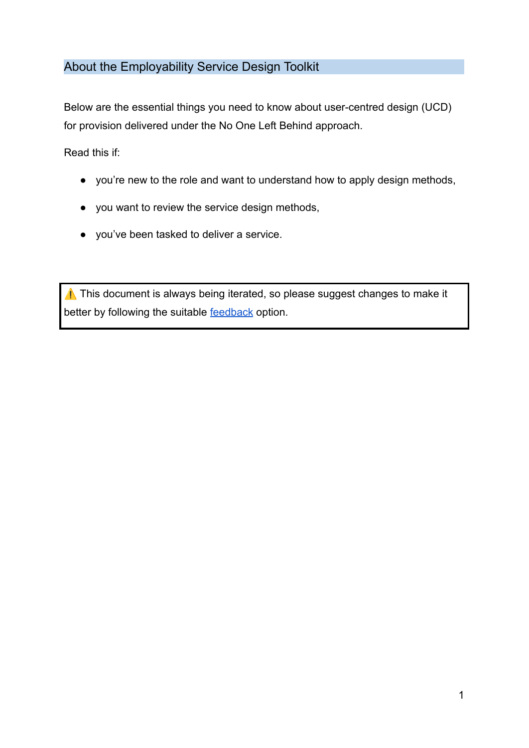## About the Employability Service Design Toolkit

Below are the essential things you need to know about user-centred design (UCD) for provision delivered under the No One Left Behind approach.

Read this if:

- you're new to the role and want to understand how to apply design methods,
- you want to review the service design methods,
- you've been tasked to deliver a service.

> ⚠️ This document is always being iterated, so please suggest changes to make it better by following the suitable [feedback]() option.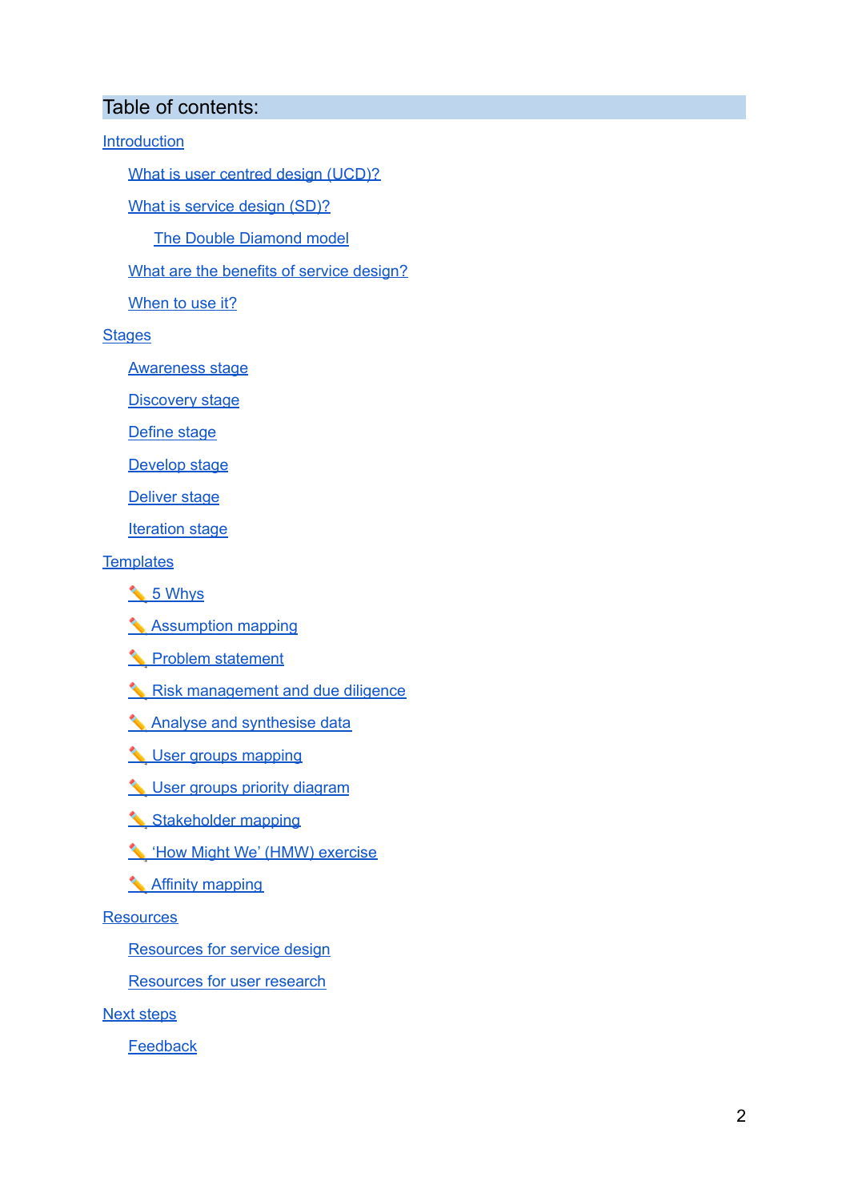## Table of contents:

- Introduction
  - What is user centred design (UCD)?
  - What is service design (SD)?
    - The Double Diamond model
  - What are the benefits of service design?
  - When to use it?
- Stages
  - Awareness stage
  - Discovery stage
  - Define stage
  - Develop stage
  - Deliver stage
  - Iteration stage
- Templates
  - ✏️ 5 Whys
  - ✏️ Assumption mapping
  - ✏️ Problem statement
  - ✏️ Risk management and due diligence
  - ✏️ Analyse and synthesise data
  - ✏️ User groups mapping
  - ✏️ User groups priority diagram
  - ✏️ Stakeholder mapping
  - ✏️ 'How Might We' (HMW) exercise
  - ✏️ Affinity mapping
- Resources
  - Resources for service design
  - Resources for user research
- Next steps
  - Feedback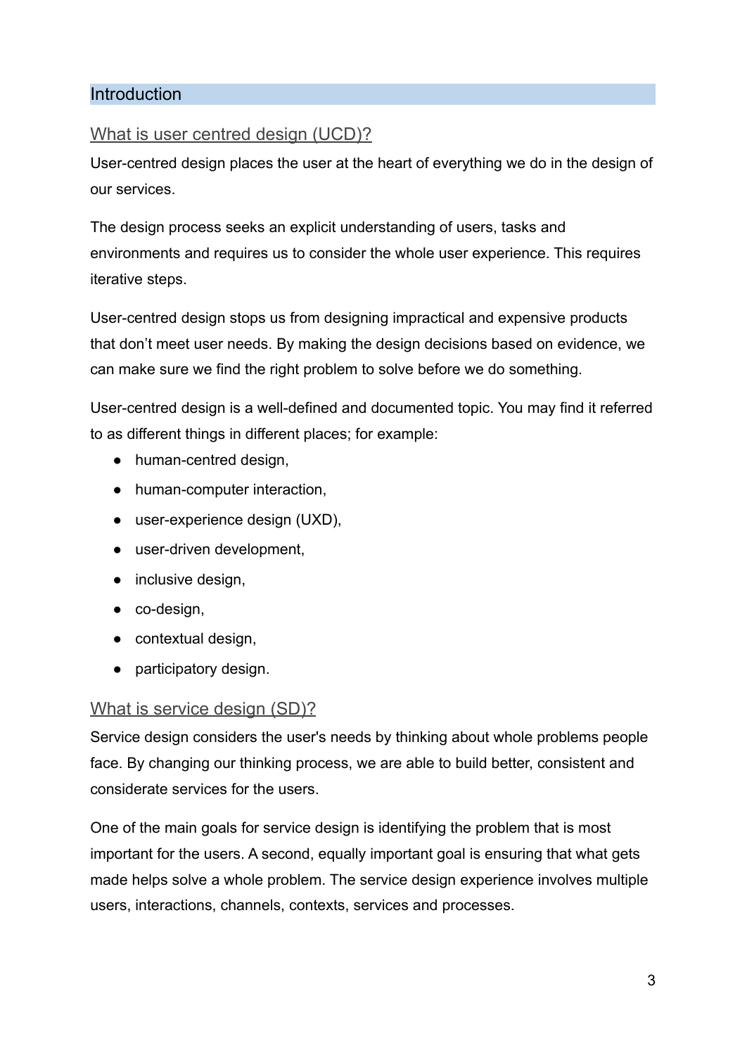# Introduction

## What is user centred design (UCD)?

User-centred design places the user at the heart of everything we do in the design of our services.

The design process seeks an explicit understanding of users, tasks and environments and requires us to consider the whole user experience. This requires iterative steps.

User-centred design stops us from designing impractical and expensive products that don't meet user needs. By making the design decisions based on evidence, we can make sure we find the right problem to solve before we do something.

User-centred design is a well-defined and documented topic. You may find it referred to as different things in different places; for example:

- human-centred design,
- human-computer interaction,
- user-experience design (UXD),
- user-driven development,
- inclusive design,
- co-design,
- contextual design,
- participatory design.

## What is service design (SD)?

Service design considers the user's needs by thinking about whole problems people face. By changing our thinking process, we are able to build better, consistent and considerate services for the users.

One of the main goals for service design is identifying the problem that is most important for the users. A second, equally important goal is ensuring that what gets made helps solve a whole problem. The service design experience involves multiple users, interactions, channels, contexts, services and processes.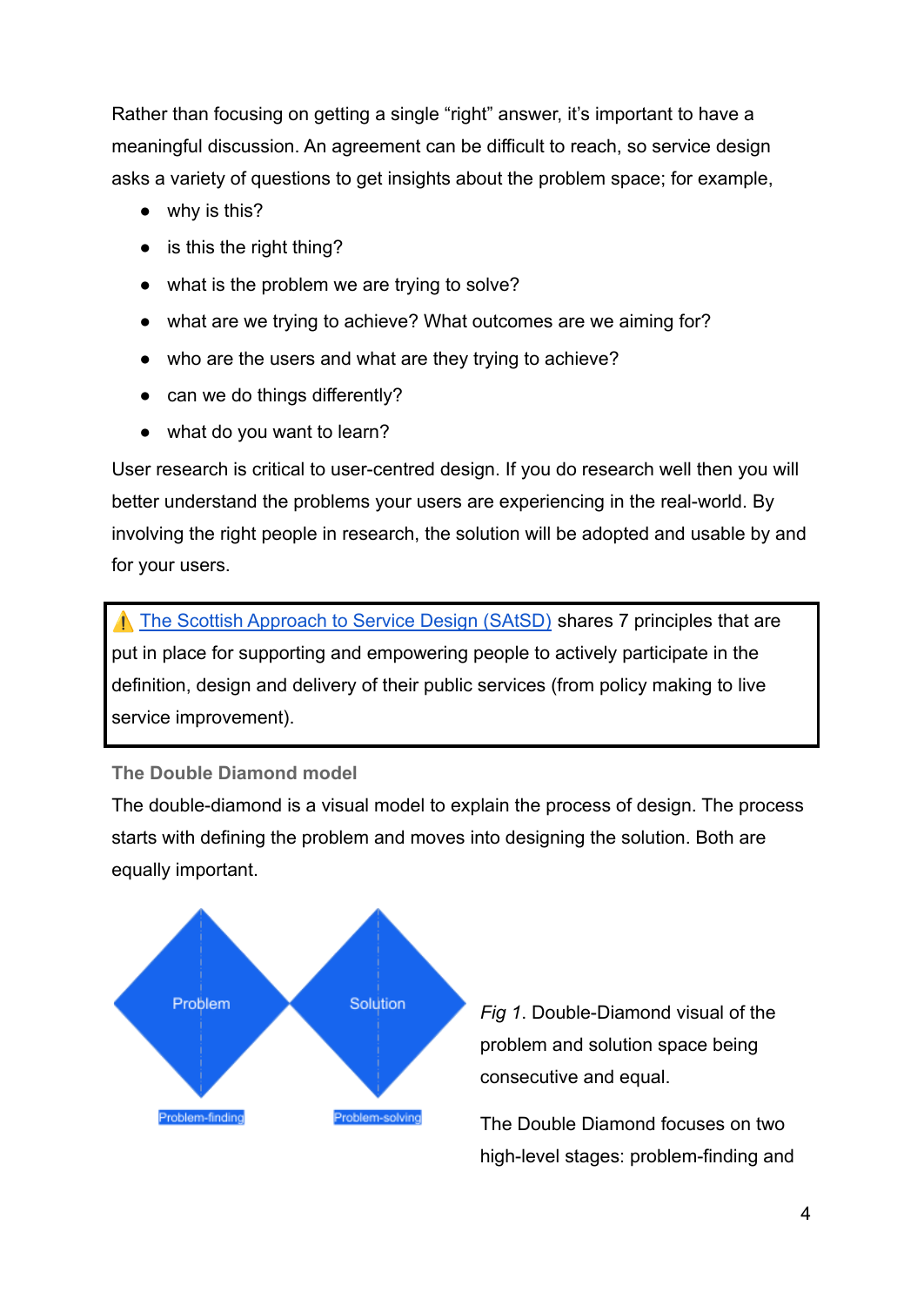Rather than focusing on getting a single “right” answer, it’s important to have a meaningful discussion. An agreement can be difficult to reach, so service design asks a variety of questions to get insights about the problem space; for example,

- why is this?
- is this the right thing?
- what is the problem we are trying to solve?
- what are we trying to achieve? What outcomes are we aiming for?
- who are the users and what are they trying to achieve?
- can we do things differently?
- what do you want to learn?

User research is critical to user-centred design. If you do research well then you will better understand the problems your users are experiencing in the real-world. By involving the right people in research, the solution will be adopted and usable by and for your users.

> ⚠️ The Scottish Approach to Service Design (SAtSD) shares 7 principles that are put in place for supporting and empowering people to actively participate in the definition, design and delivery of their public services (from policy making to live service improvement).

### The Double Diamond model

The double-diamond is a visual model to explain the process of design. The process starts with defining the problem and moves into designing the solution. Both are equally important.

Problem | Solution

Problem-finding | Problem-solving

*Fig 1*. Double-Diamond visual of the problem and solution space being consecutive and equal.

The Double Diamond focuses on two high-level stages: problem-finding and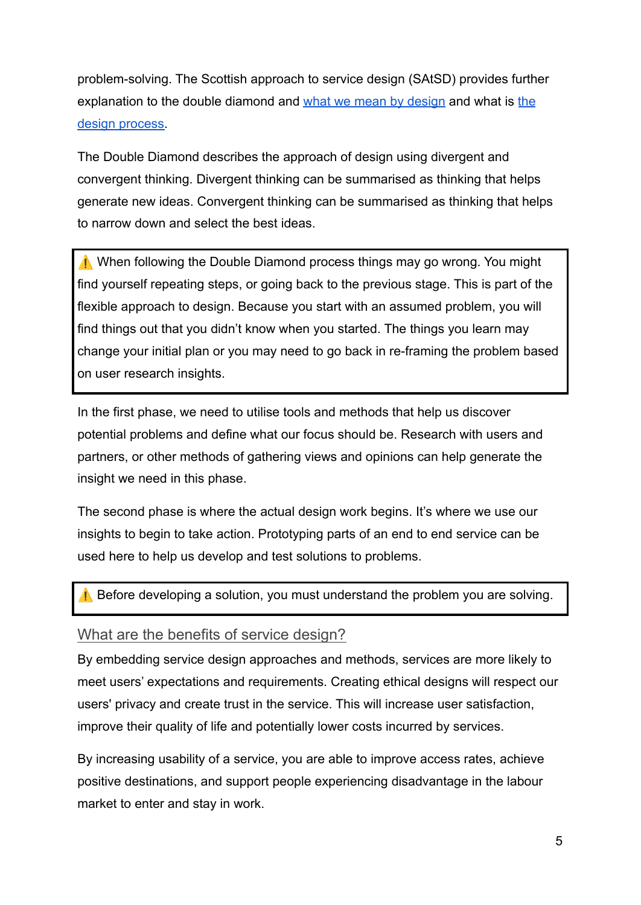problem-solving. The Scottish approach to service design (SAtSD) provides further explanation to the double diamond and [what we mean by design](#) and what is [the design process](#).

The Double Diamond describes the approach of design using divergent and convergent thinking. Divergent thinking can be summarised as thinking that helps generate new ideas. Convergent thinking can be summarised as thinking that helps to narrow down and select the best ideas.

> ⚠️ When following the Double Diamond process things may go wrong. You might find yourself repeating steps, or going back to the previous stage. This is part of the flexible approach to design. Because you start with an assumed problem, you will find things out that you didn't know when you started. The things you learn may change your initial plan or you may need to go back in re-framing the problem based on user research insights.

In the first phase, we need to utilise tools and methods that help us discover potential problems and define what our focus should be. Research with users and partners, or other methods of gathering views and opinions can help generate the insight we need in this phase.

The second phase is where the actual design work begins. It's where we use our insights to begin to take action. Prototyping parts of an end to end service can be used here to help us develop and test solutions to problems.

> ⚠️ Before developing a solution, you must understand the problem you are solving.

## What are the benefits of service design?

By embedding service design approaches and methods, services are more likely to meet users' expectations and requirements. Creating ethical designs will respect our users' privacy and create trust in the service. This will increase user satisfaction, improve their quality of life and potentially lower costs incurred by services.

By increasing usability of a service, you are able to improve access rates, achieve positive destinations, and support people experiencing disadvantage in the labour market to enter and stay in work.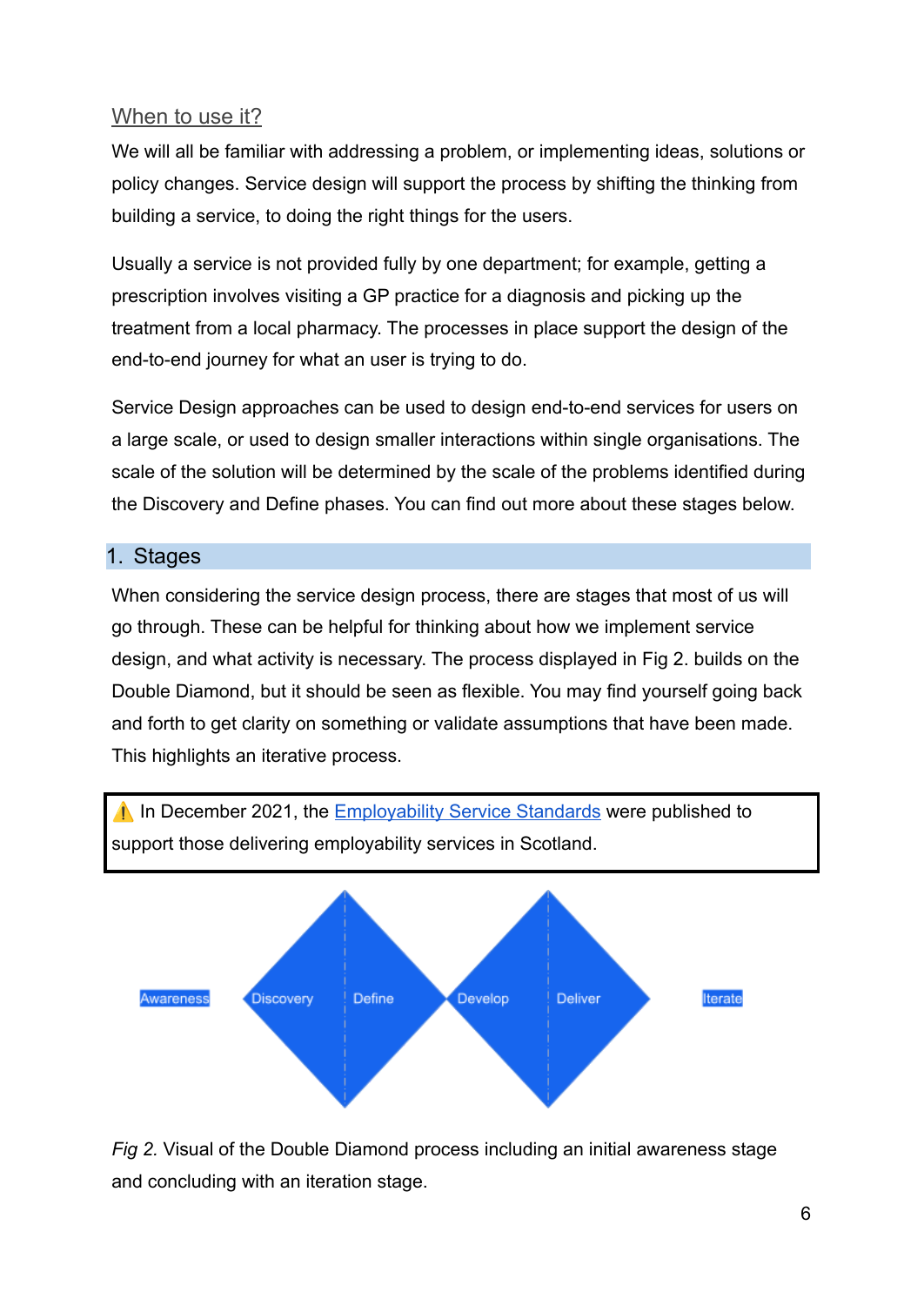## When to use it?

We will all be familiar with addressing a problem, or implementing ideas, solutions or policy changes. Service design will support the process by shifting the thinking from building a service, to doing the right things for the users.

Usually a service is not provided fully by one department; for example, getting a prescription involves visiting a GP practice for a diagnosis and picking up the treatment from a local pharmacy. The processes in place support the design of the end-to-end journey for what an user is trying to do.

Service Design approaches can be used to design end-to-end services for users on a large scale, or used to design smaller interactions within single organisations. The scale of the solution will be determined by the scale of the problems identified during the Discovery and Define phases. You can find out more about these stages below.

# 1. Stages

When considering the service design process, there are stages that most of us will go through. These can be helpful for thinking about how we implement service design, and what activity is necessary. The process displayed in Fig 2. builds on the Double Diamond, but it should be seen as flexible. You may find yourself going back and forth to get clarity on something or validate assumptions that have been made. This highlights an iterative process.

> ⚠️ In December 2021, the Employability Service Standards were published to support those delivering employability services in Scotland.

Awareness | Discovery | Define | Develop | Deliver | Iterate

*Fig 2.* Visual of the Double Diamond process including an initial awareness stage and concluding with an iteration stage.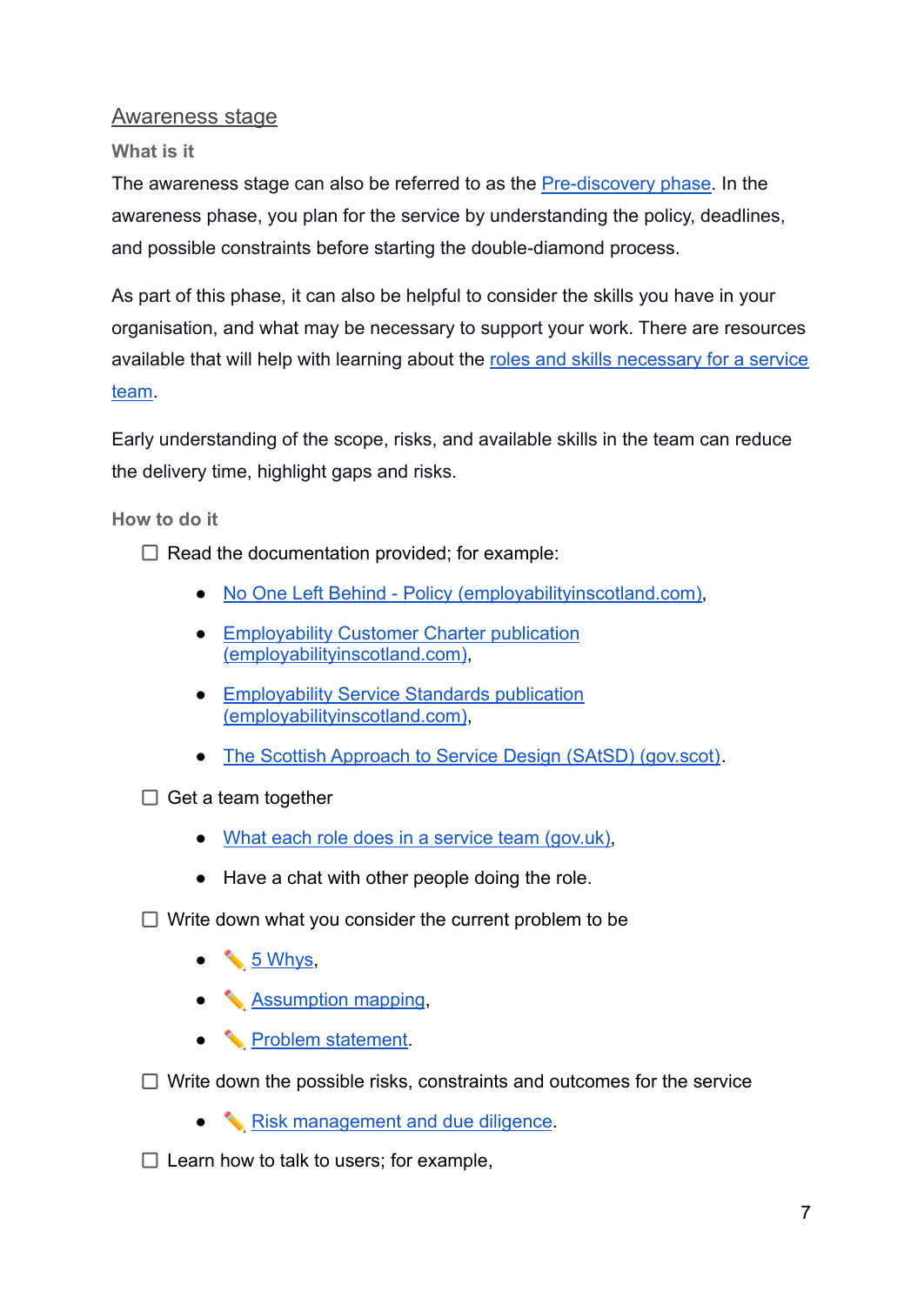## Awareness stage

### What is it

The awareness stage can also be referred to as the Pre-discovery phase. In the awareness phase, you plan for the service by understanding the policy, deadlines, and possible constraints before starting the double-diamond process.

As part of this phase, it can also be helpful to consider the skills you have in your organisation, and what may be necessary to support your work. There are resources available that will help with learning about the roles and skills necessary for a service team.

Early understanding of the scope, risks, and available skills in the team can reduce the delivery time, highlight gaps and risks.

### How to do it

- [ ] Read the documentation provided; for example:
  - No One Left Behind - Policy (employabilityinscotland.com),
  - Employability Customer Charter publication (employabilityinscotland.com),
  - Employability Service Standards publication (employabilityinscotland.com),
  - The Scottish Approach to Service Design (SAtSD) (gov.scot).
- [ ] Get a team together
  - What each role does in a service team (gov.uk),
  - Have a chat with other people doing the role.
- [ ] Write down what you consider the current problem to be
  - ✏️ 5 Whys,
  - ✏️ Assumption mapping,
  - ✏️ Problem statement.
- [ ] Write down the possible risks, constraints and outcomes for the service
  - ✏️ Risk management and due diligence.
- [ ] Learn how to talk to users; for example,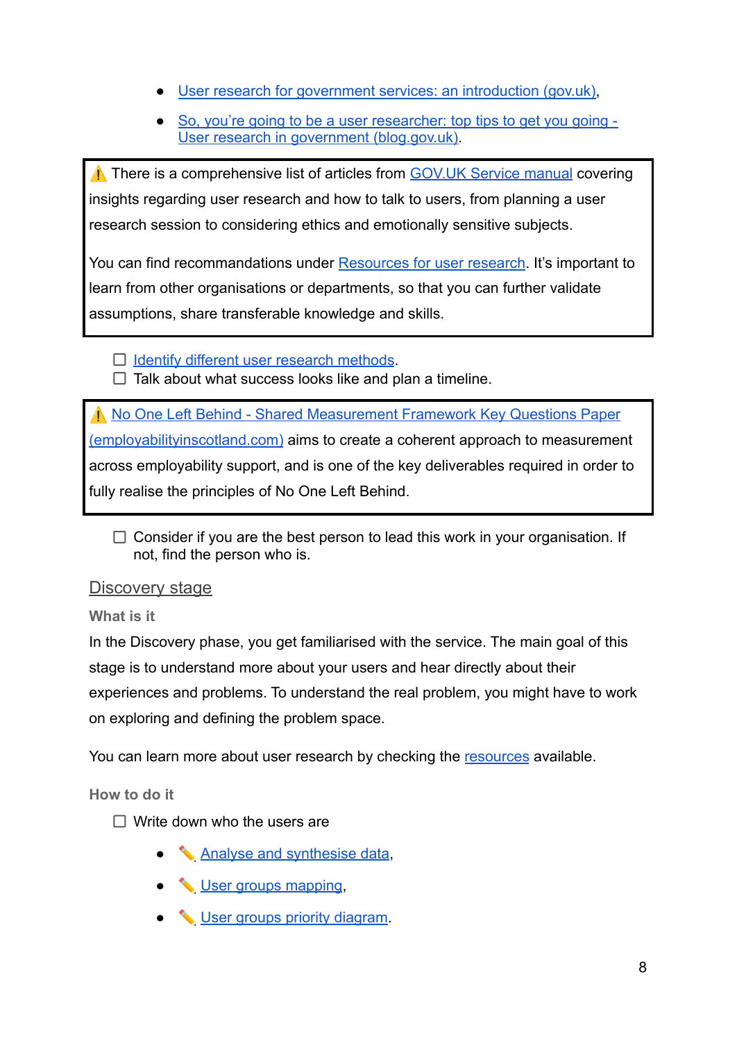- [User research for government services: an introduction (gov.uk)](),
- [So, you're going to be a user researcher: top tips to get you going - User research in government (blog.gov.uk)]().

> ⚠️ There is a comprehensive list of articles from [GOV.UK Service manual]() covering insights regarding user research and how to talk to users, from planning a user research session to considering ethics and emotionally sensitive subjects.
>
> You can find recommandations under [Resources for user research](). It's important to learn from other organisations or departments, so that you can further validate assumptions, share transferable knowledge and skills.

- [ ] [Identify different user research methods]().
- [ ] Talk about what success looks like and plan a timeline.

> ⚠️ [No One Left Behind - Shared Measurement Framework Key Questions Paper (employabilityinscotland.com)]() aims to create a coherent approach to measurement across employability support, and is one of the key deliverables required in order to fully realise the principles of No One Left Behind.

- [ ] Consider if you are the best person to lead this work in your organisation. If not, find the person who is.

## Discovery stage

### What is it

In the Discovery phase, you get familiarised with the service. The main goal of this stage is to understand more about your users and hear directly about their experiences and problems. To understand the real problem, you might have to work on exploring and defining the problem space.

You can learn more about user research by checking the [resources]() available.

### How to do it

- [ ] Write down who the users are
  - ✏️ [Analyse and synthesise data](),
  - ✏️ [User groups mapping](),
  - ✏️ [User groups priority diagram]().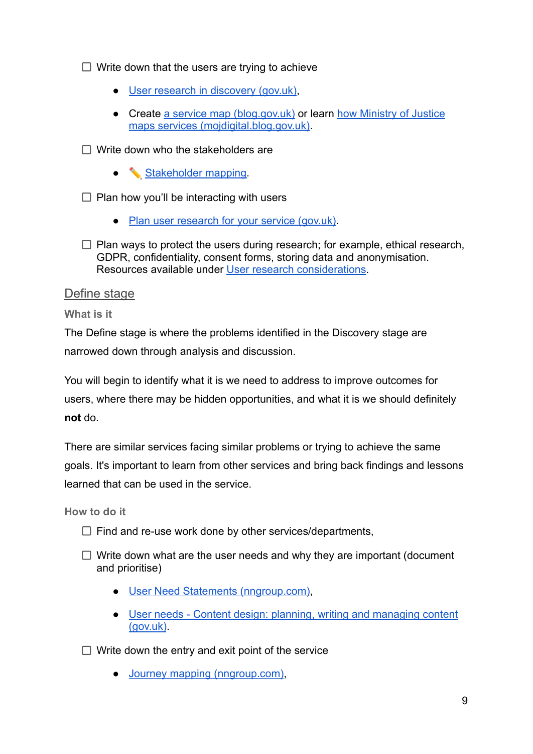- [ ] Write down that the users are trying to achieve
    - User research in discovery (gov.uk),
    - Create a service map (blog.gov.uk) or learn how Ministry of Justice maps services (mojdigital.blog.gov.uk).
- [ ] Write down who the stakeholders are
    - ✏️ Stakeholder mapping.
- [ ] Plan how you'll be interacting with users
    - Plan user research for your service (gov.uk).
- [ ] Plan ways to protect the users during research; for example, ethical research, GDPR, confidentiality, consent forms, storing data and anonymisation. Resources available under User research considerations.

## Define stage

### What is it

The Define stage is where the problems identified in the Discovery stage are narrowed down through analysis and discussion.

You will begin to identify what it is we need to address to improve outcomes for users, where there may be hidden opportunities, and what it is we should definitely **not** do.

There are similar services facing similar problems or trying to achieve the same goals. It's important to learn from other services and bring back findings and lessons learned that can be used in the service.

### How to do it

- [ ] Find and re-use work done by other services/departments,
- [ ] Write down what are the user needs and why they are important (document and prioritise)
    - User Need Statements (nngroup.com),
    - User needs - Content design: planning, writing and managing content (gov.uk).
- [ ] Write down the entry and exit point of the service
    - Journey mapping (nngroup.com),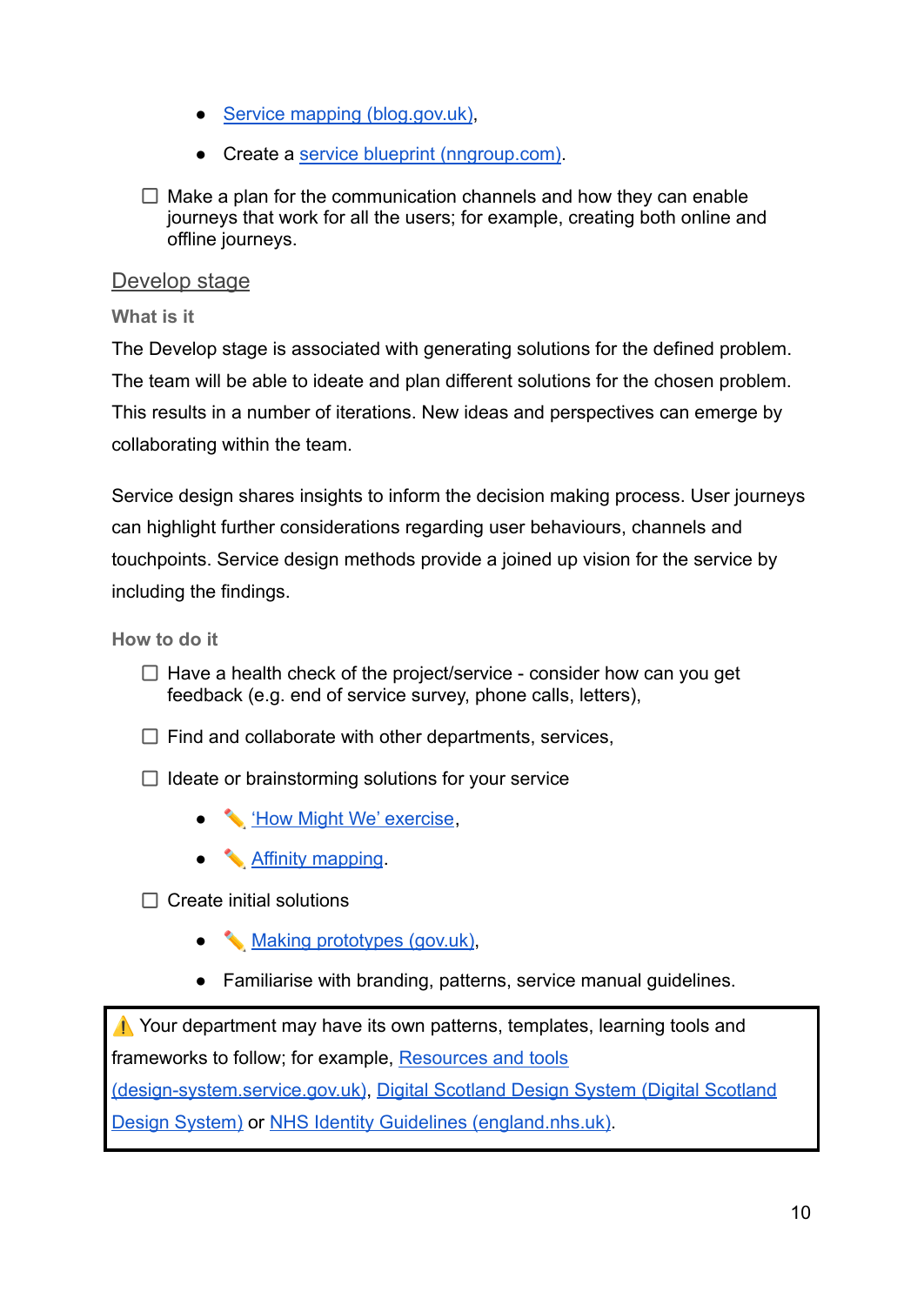- [Service mapping (blog.gov.uk)](),
- Create a [service blueprint (nngroup.com)]().

- [ ] Make a plan for the communication channels and how they can enable journeys that work for all the users; for example, creating both online and offline journeys.

## Develop stage

### What is it

The Develop stage is associated with generating solutions for the defined problem. The team will be able to ideate and plan different solutions for the chosen problem. This results in a number of iterations. New ideas and perspectives can emerge by collaborating within the team.

Service design shares insights to inform the decision making process. User journeys can highlight further considerations regarding user behaviours, channels and touchpoints. Service design methods provide a joined up vision for the service by including the findings.

### How to do it

- [ ] Have a health check of the project/service - consider how can you get feedback (e.g. end of service survey, phone calls, letters),
- [ ] Find and collaborate with other departments, services,
- [ ] Ideate or brainstorming solutions for your service
  - ✏️ ['How Might We' exercise](),
  - ✏️ [Affinity mapping]().
- [ ] Create initial solutions
  - ✏️ [Making prototypes (gov.uk)](),
  - Familiarise with branding, patterns, service manual guidelines.

> ⚠️ Your department may have its own patterns, templates, learning tools and frameworks to follow; for example, [Resources and tools (design-system.service.gov.uk)](), [Digital Scotland Design System (Digital Scotland Design System)]() or [NHS Identity Guidelines (england.nhs.uk)]().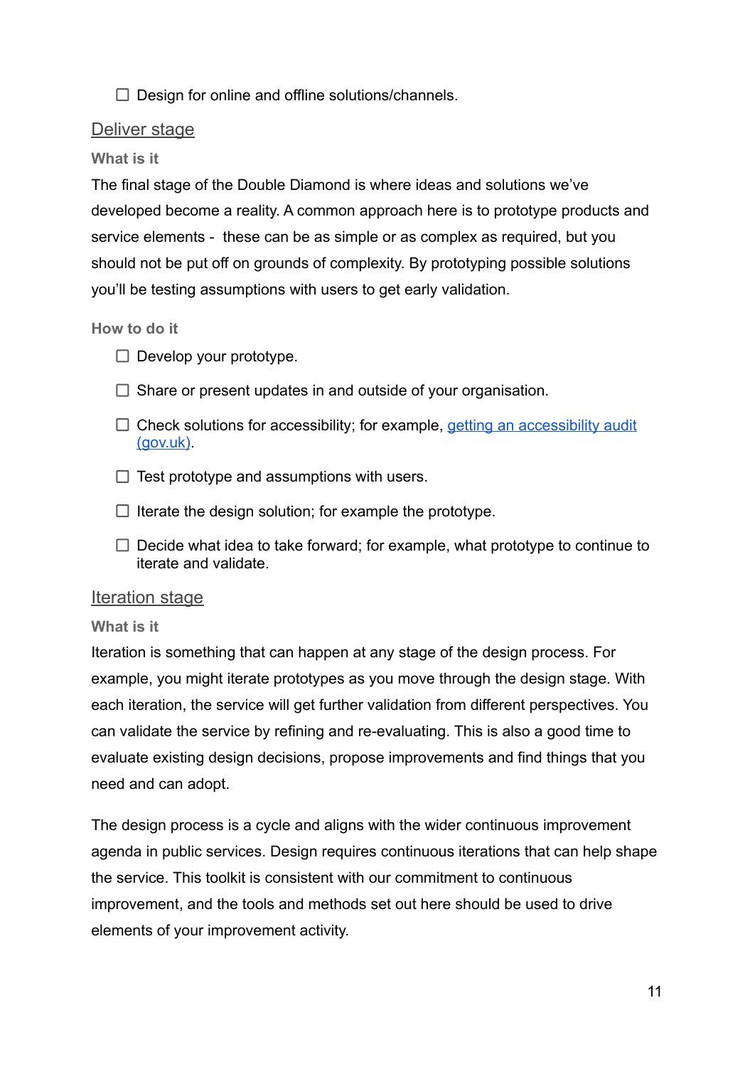- [ ] Design for online and offline solutions/channels.

## Deliver stage

### What is it

The final stage of the Double Diamond is where ideas and solutions we've developed become a reality. A common approach here is to prototype products and service elements - these can be as simple or as complex as required, but you should not be put off on grounds of complexity. By prototyping possible solutions you'll be testing assumptions with users to get early validation.

### How to do it

- [ ] Develop your prototype.
- [ ] Share or present updates in and outside of your organisation.
- [ ] Check solutions for accessibility; for example, [getting an accessibility audit (gov.uk)](https://www.gov.uk).
- [ ] Test prototype and assumptions with users.
- [ ] Iterate the design solution; for example the prototype.
- [ ] Decide what idea to take forward; for example, what prototype to continue to iterate and validate.

## Iteration stage

### What is it

Iteration is something that can happen at any stage of the design process. For example, you might iterate prototypes as you move through the design stage. With each iteration, the service will get further validation from different perspectives. You can validate the service by refining and re-evaluating. This is also a good time to evaluate existing design decisions, propose improvements and find things that you need and can adopt.

The design process is a cycle and aligns with the wider continuous improvement agenda in public services. Design requires continuous iterations that can help shape the service. This toolkit is consistent with our commitment to continuous improvement, and the tools and methods set out here should be used to drive elements of your improvement activity.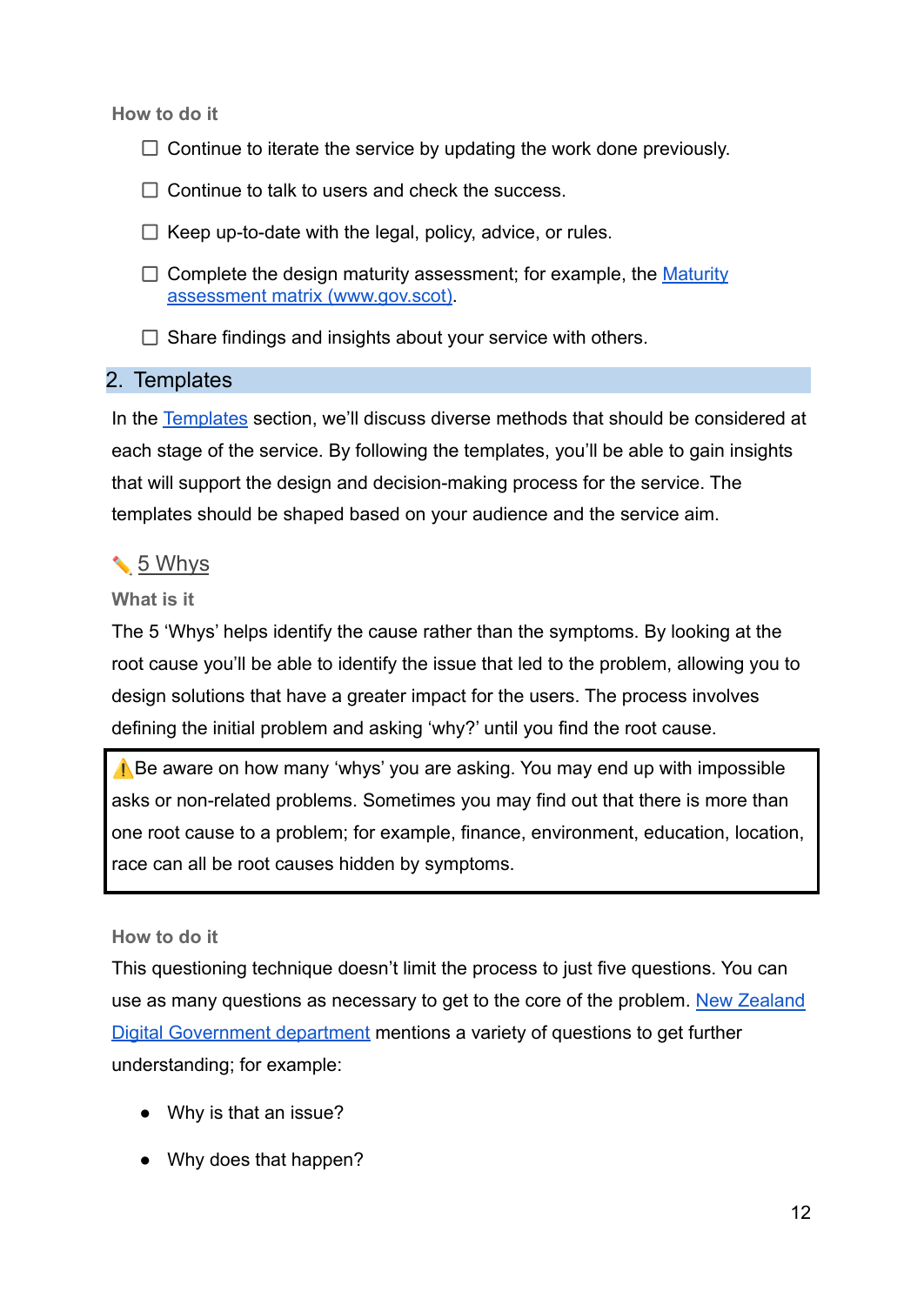#### How to do it

- [ ] Continue to iterate the service by updating the work done previously.
- [ ] Continue to talk to users and check the success.
- [ ] Keep up-to-date with the legal, policy, advice, or rules.
- [ ] Complete the design maturity assessment; for example, the [Maturity assessment matrix (www.gov.scot)](#).
- [ ] Share findings and insights about your service with others.

## 2. Templates

In the [Templates](#) section, we'll discuss diverse methods that should be considered at each stage of the service. By following the templates, you'll be able to gain insights that will support the design and decision-making process for the service. The templates should be shaped based on your audience and the service aim.

### ✏️ [5 Whys](#)

#### What is it

The 5 'Whys' helps identify the cause rather than the symptoms. By looking at the root cause you'll be able to identify the issue that led to the problem, allowing you to design solutions that have a greater impact for the users. The process involves defining the initial problem and asking 'why?' until you find the root cause.

> ⚠️Be aware on how many 'whys' you are asking. You may end up with impossible asks or non-related problems. Sometimes you may find out that there is more than one root cause to a problem; for example, finance, environment, education, location, race can all be root causes hidden by symptoms.

#### How to do it

This questioning technique doesn't limit the process to just five questions. You can use as many questions as necessary to get to the core of the problem. [New Zealand Digital Government department](#) mentions a variety of questions to get further understanding; for example:

- Why is that an issue?
- Why does that happen?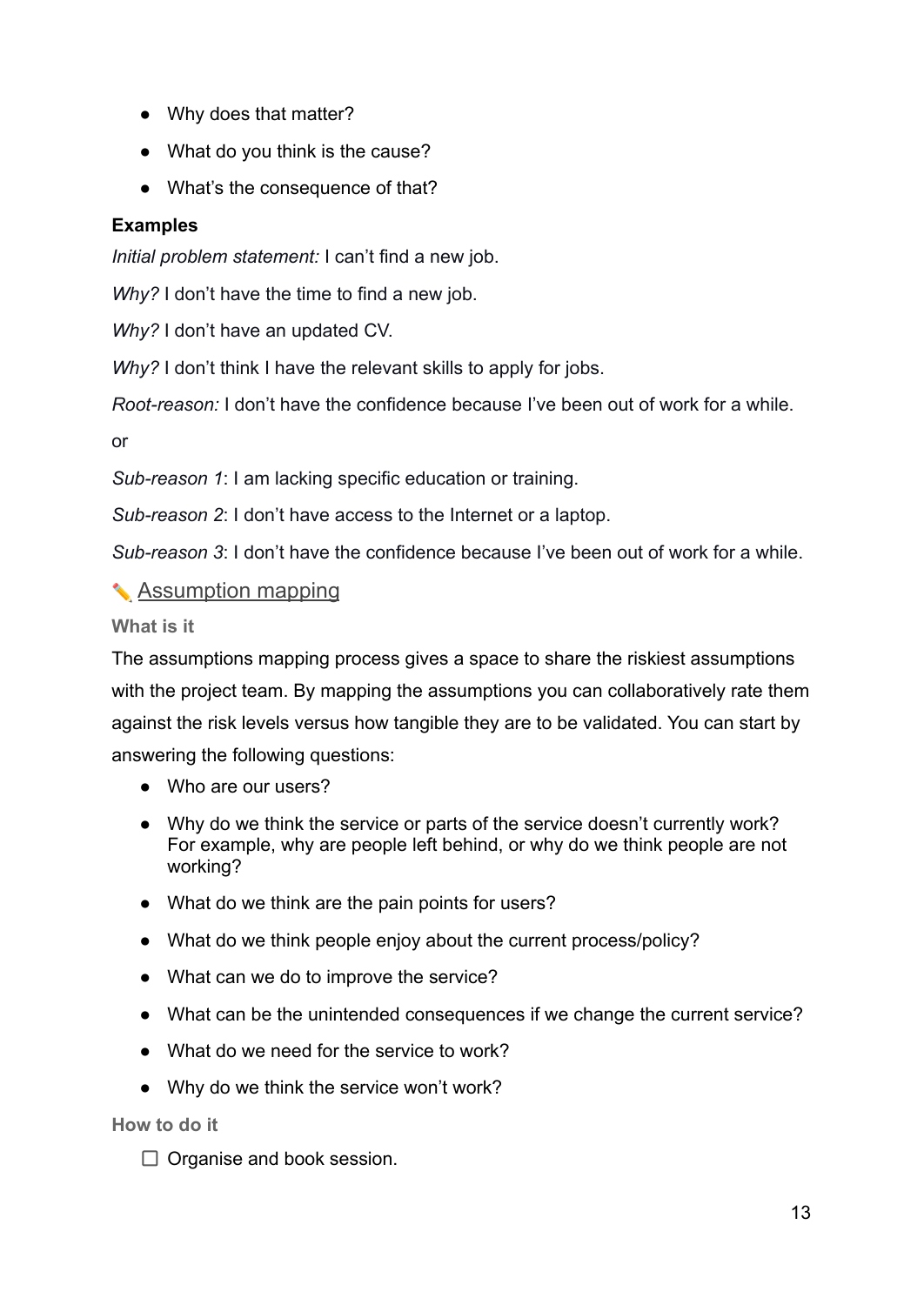- Why does that matter?
- What do you think is the cause?
- What's the consequence of that?

**Examples**

*Initial problem statement:* I can't find a new job.

*Why?* I don't have the time to find a new job.

*Why?* I don't have an updated CV.

*Why?* I don't think I have the relevant skills to apply for jobs.

*Root-reason:* I don't have the confidence because I've been out of work for a while.

or

*Sub-reason 1*: I am lacking specific education or training.

*Sub-reason 2*: I don't have access to the Internet or a laptop.

*Sub-reason 3*: I don't have the confidence because I've been out of work for a while.

## ✏️ Assumption mapping

### What is it

The assumptions mapping process gives a space to share the riskiest assumptions with the project team. By mapping the assumptions you can collaboratively rate them against the risk levels versus how tangible they are to be validated. You can start by answering the following questions:

- Who are our users?
- Why do we think the service or parts of the service doesn't currently work? For example, why are people left behind, or why do we think people are not working?
- What do we think are the pain points for users?
- What do we think people enjoy about the current process/policy?
- What can we do to improve the service?
- What can be the unintended consequences if we change the current service?
- What do we need for the service to work?
- Why do we think the service won't work?

### How to do it

- [ ] Organise and book session.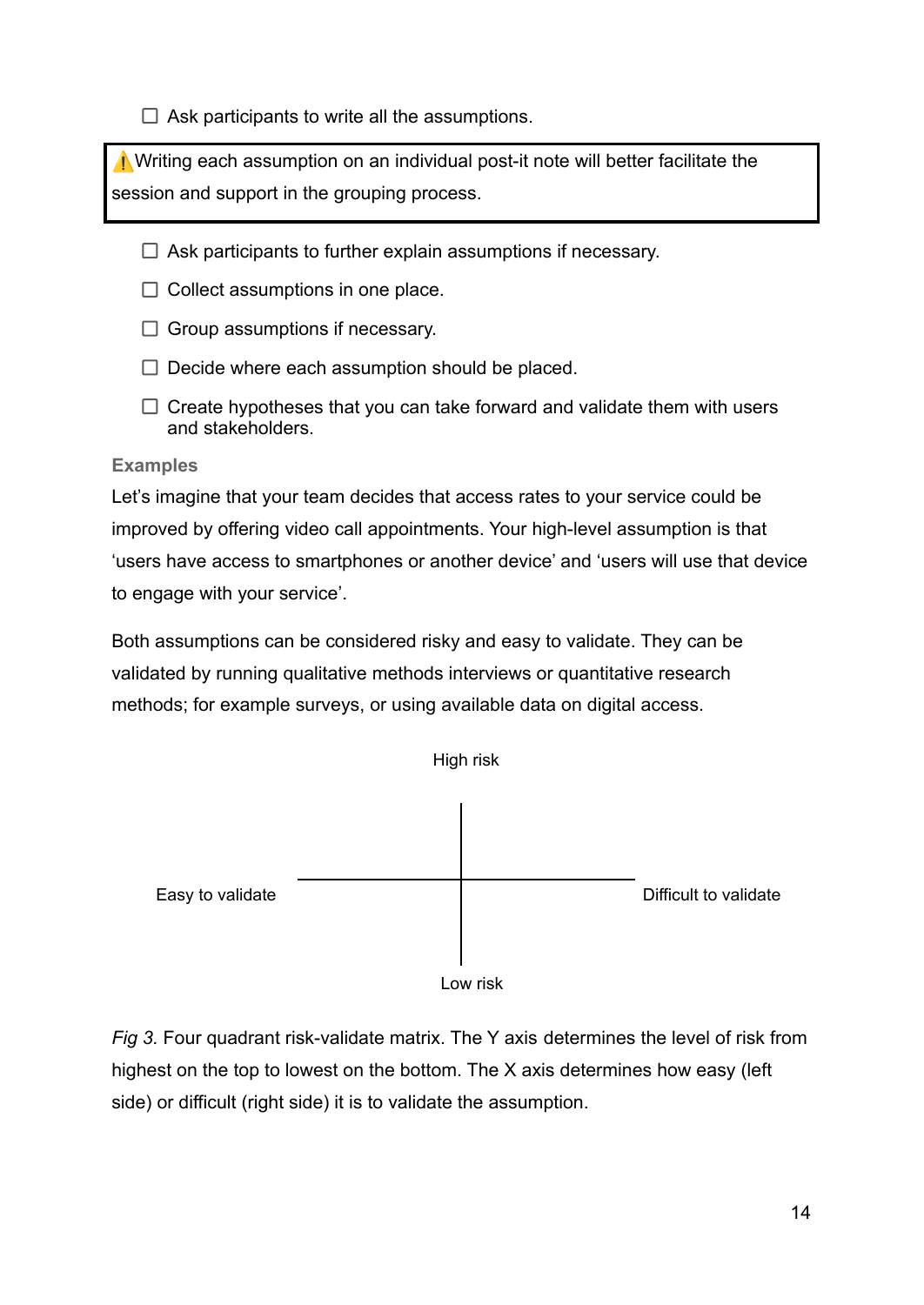- [ ] Ask participants to write all the assumptions.

> ⚠️Writing each assumption on an individual post-it note will better facilitate the session and support in the grouping process.

- [ ] Ask participants to further explain assumptions if necessary.
- [ ] Collect assumptions in one place.
- [ ] Group assumptions if necessary.
- [ ] Decide where each assumption should be placed.
- [ ] Create hypotheses that you can take forward and validate them with users and stakeholders.

**Examples**

Let's imagine that your team decides that access rates to your service could be improved by offering video call appointments. Your high-level assumption is that 'users have access to smartphones or another device' and 'users will use that device to engage with your service'.

Both assumptions can be considered risky and easy to validate. They can be validated by running qualitative methods interviews or quantitative research methods; for example surveys, or using available data on digital access.

High risk

Easy to validate | Difficult to validate

Low risk

*Fig 3.* Four quadrant risk-validate matrix. The Y axis determines the level of risk from highest on the top to lowest on the bottom. The X axis determines how easy (left side) or difficult (right side) it is to validate the assumption.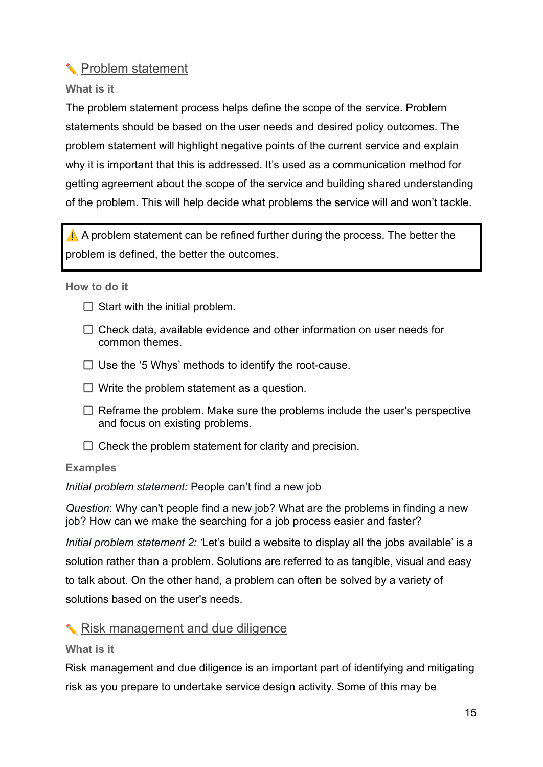## ✏️ Problem statement

### What is it

The problem statement process helps define the scope of the service. Problem statements should be based on the user needs and desired policy outcomes. The problem statement will highlight negative points of the current service and explain why it is important that this is addressed. It's used as a communication method for getting agreement about the scope of the service and building shared understanding of the problem. This will help decide what problems the service will and won't tackle.

> ⚠️ A problem statement can be refined further during the process. The better the problem is defined, the better the outcomes.

### How to do it

- [ ] Start with the initial problem.
- [ ] Check data, available evidence and other information on user needs for common themes.
- [ ] Use the '5 Whys' methods to identify the root-cause.
- [ ] Write the problem statement as a question.
- [ ] Reframe the problem. Make sure the problems include the user's perspective and focus on existing problems.
- [ ] Check the problem statement for clarity and precision.

### Examples

*Initial problem statement:* People can't find a new job

*Question*: Why can't people find a new job? What are the problems in finding a new job? How can we make the searching for a job process easier and faster?

*Initial problem statement 2:* 'Let's build a website to display all the jobs available' is a solution rather than a problem. Solutions are referred to as tangible, visual and easy to talk about. On the other hand, a problem can often be solved by a variety of solutions based on the user's needs.

## ✏️ Risk management and due diligence

### What is it

Risk management and due diligence is an important part of identifying and mitigating risk as you prepare to undertake service design activity. Some of this may be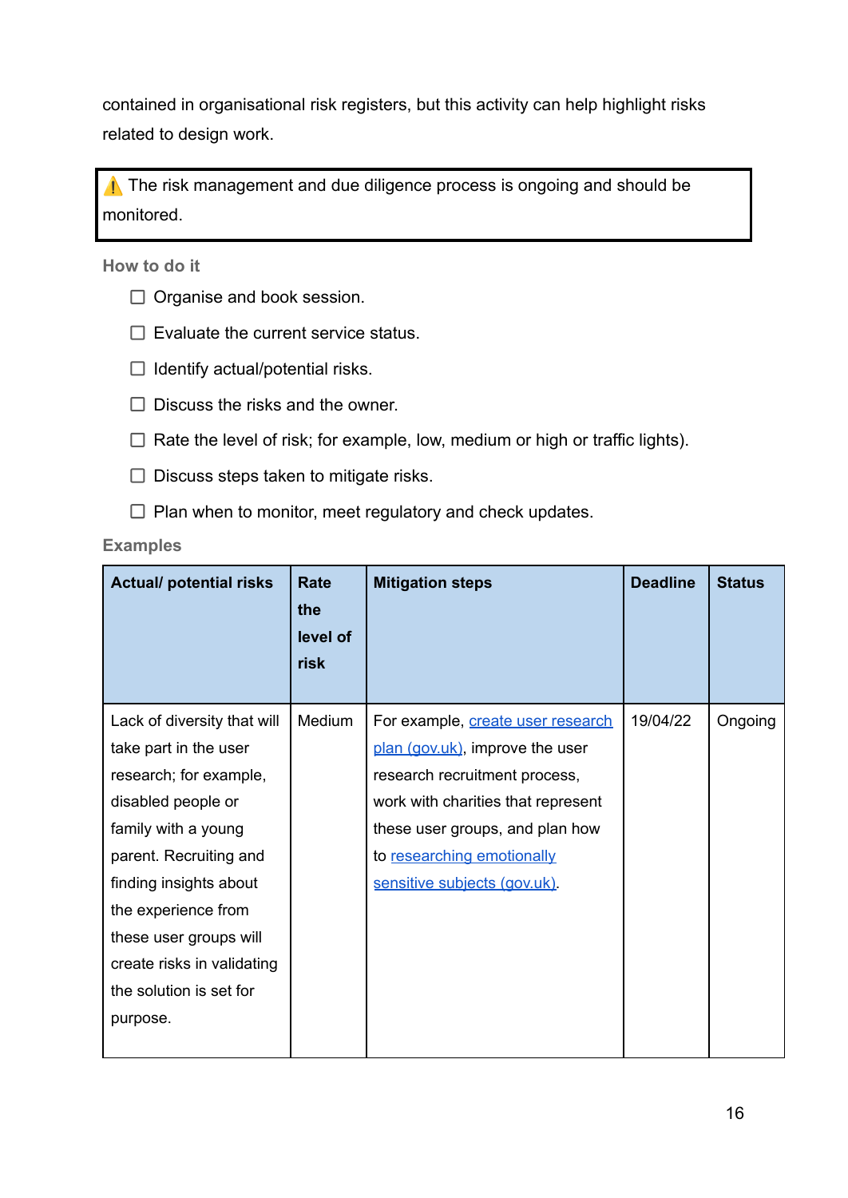contained in organisational risk registers, but this activity can help highlight risks related to design work.

> ⚠️ The risk management and due diligence process is ongoing and should be monitored.

### How to do it

- [ ] Organise and book session.
- [ ] Evaluate the current service status.
- [ ] Identify actual/potential risks.
- [ ] Discuss the risks and the owner.
- [ ] Rate the level of risk; for example, low, medium or high or traffic lights).
- [ ] Discuss steps taken to mitigate risks.
- [ ] Plan when to monitor, meet regulatory and check updates.

### Examples

| Actual/ potential risks | Rate the level of risk | Mitigation steps | Deadline | Status |
|---|---|---|---|---|
| Lack of diversity that will take part in the user research; for example, disabled people or family with a young parent. Recruiting and finding insights about the experience from these user groups will create risks in validating the solution is set for purpose. | Medium | For example, create user research plan (gov.uk), improve the user research recruitment process, work with charities that represent these user groups, and plan how to researching emotionally sensitive subjects (gov.uk). | 19/04/22 | Ongoing |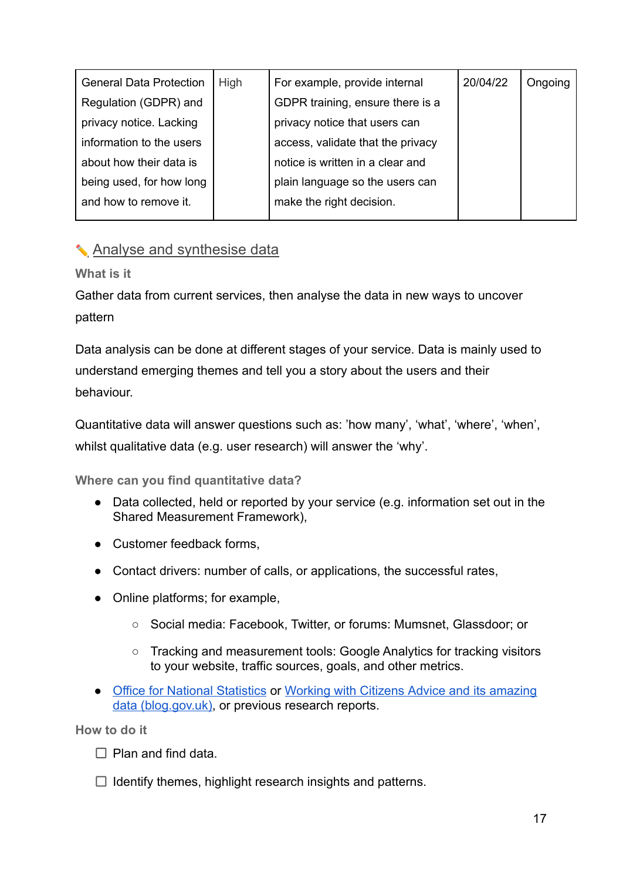| General Data Protection Regulation (GDPR) and privacy notice. Lacking information to the users about how their data is being used, for how long and how to remove it. | High | For example, provide internal GDPR training, ensure there is a privacy notice that users can access, validate that the privacy notice is written in a clear and plain language so the users can make the right decision. | 20/04/22 | Ongoing |
|---|---|---|---|---|

## ✏️ Analyse and synthesise data

### What is it

Gather data from current services, then analyse the data in new ways to uncover pattern

Data analysis can be done at different stages of your service. Data is mainly used to understand emerging themes and tell you a story about the users and their behaviour.

Quantitative data will answer questions such as: 'how many', 'what', 'where', 'when', whilst qualitative data (e.g. user research) will answer the 'why'.

### Where can you find quantitative data?

- Data collected, held or reported by your service (e.g. information set out in the Shared Measurement Framework),
- Customer feedback forms,
- Contact drivers: number of calls, or applications, the successful rates,
- Online platforms; for example,
  - Social media: Facebook, Twitter, or forums: Mumsnet, Glassdoor; or
  - Tracking and measurement tools: Google Analytics for tracking visitors to your website, traffic sources, goals, and other metrics.
- Office for National Statistics or Working with Citizens Advice and its amazing data (blog.gov.uk), or previous research reports.

### How to do it

- [ ] Plan and find data.
- [ ] Identify themes, highlight research insights and patterns.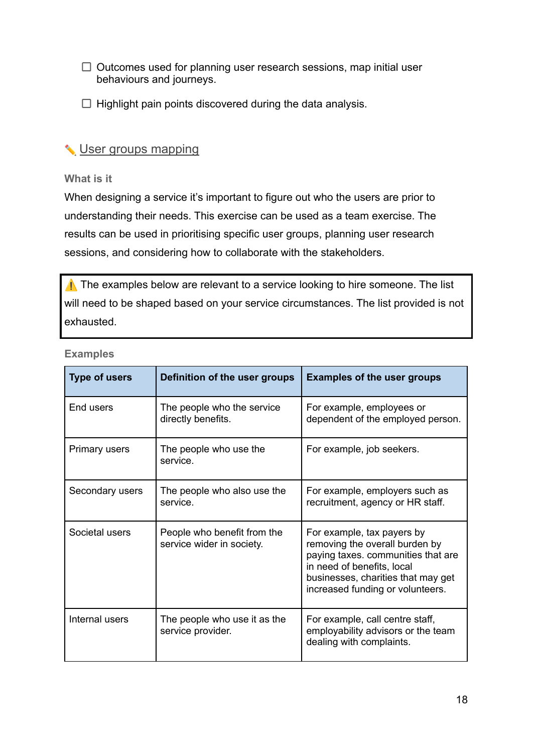- ☐ Outcomes used for planning user research sessions, map initial user behaviours and journeys.
- ☐ Highlight pain points discovered during the data analysis.

## ✏️ User groups mapping

**What is it**

When designing a service it's important to figure out who the users are prior to understanding their needs. This exercise can be used as a team exercise. The results can be used in prioritising specific user groups, planning user research sessions, and considering how to collaborate with the stakeholders.

> ⚠️ The examples below are relevant to a service looking to hire someone. The list will need to be shaped based on your service circumstances. The list provided is not exhausted.

**Examples**

| Type of users | Definition of the user groups | Examples of the user groups |
|---|---|---|
| End users | The people who the service directly benefits. | For example, employees or dependent of the employed person. |
| Primary users | The people who use the service. | For example, job seekers. |
| Secondary users | The people who also use the service. | For example, employers such as recruitment, agency or HR staff. |
| Societal users | People who benefit from the service wider in society. | For example, tax payers by removing the overall burden by paying taxes. communities that are in need of benefits, local businesses, charities that may get increased funding or volunteers. |
| Internal users | The people who use it as the service provider. | For example, call centre staff, employability advisors or the team dealing with complaints. |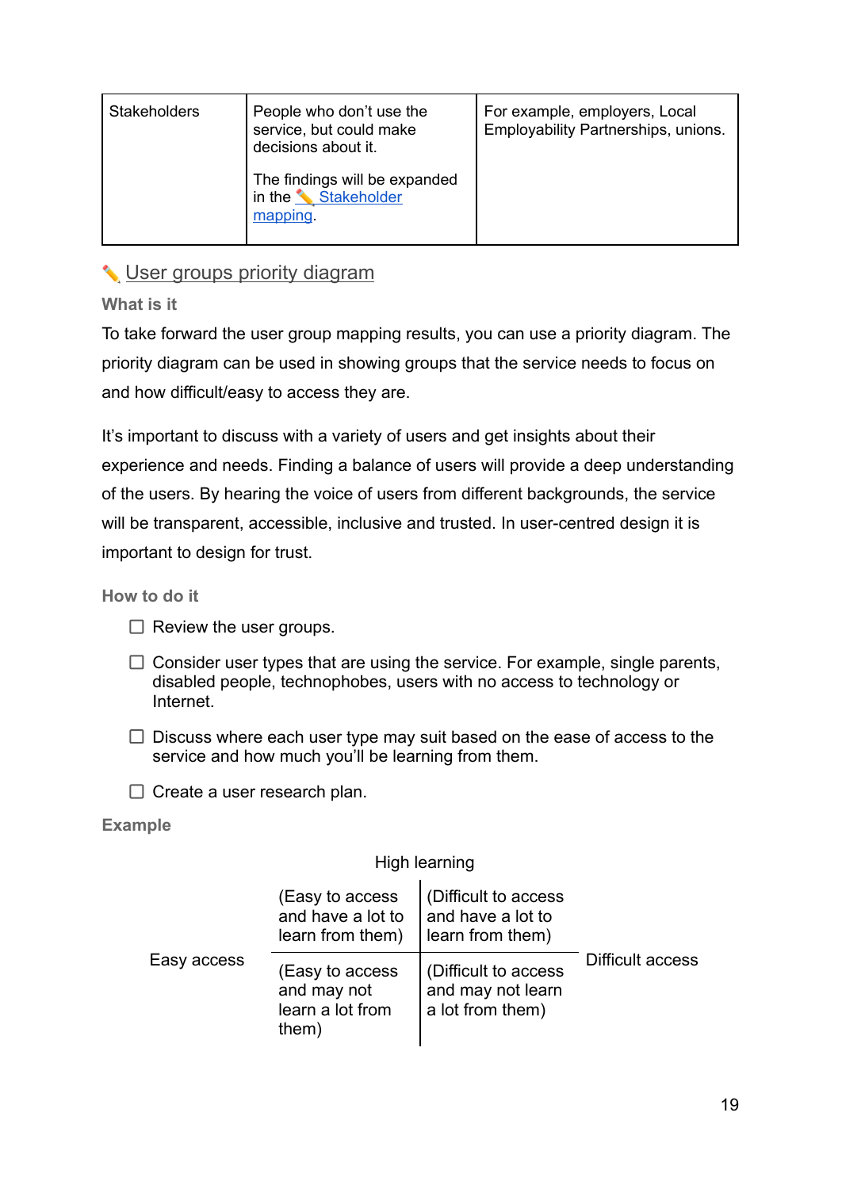| Stakeholders | People who don't use the service, but could make decisions about it.<br><br>The findings will be expanded in the ✏️ Stakeholder mapping. | For example, employers, Local Employability Partnerships, unions. |
|---|---|---|

## ✏️ User groups priority diagram

### What is it

To take forward the user group mapping results, you can use a priority diagram. The priority diagram can be used in showing groups that the service needs to focus on and how difficult/easy to access they are.

It's important to discuss with a variety of users and get insights about their experience and needs. Finding a balance of users will provide a deep understanding of the users. By hearing the voice of users from different backgrounds, the service will be transparent, accessible, inclusive and trusted. In user-centred design it is important to design for trust.

### How to do it

- ☐ Review the user groups.
- ☐ Consider user types that are using the service. For example, single parents, disabled people, technophobes, users with no access to technology or Internet.
- ☐ Discuss where each user type may suit based on the ease of access to the service and how much you'll be learning from them.
- ☐ Create a user research plan.

### Example

High learning

| | | | |
|---|---|---|---|
| Easy access | (Easy to access and have a lot to learn from them) | (Difficult to access and have a lot to learn from them) | Difficult access |
| | (Easy to access and may not learn a lot from them) | (Difficult to access and may not learn a lot from them) | |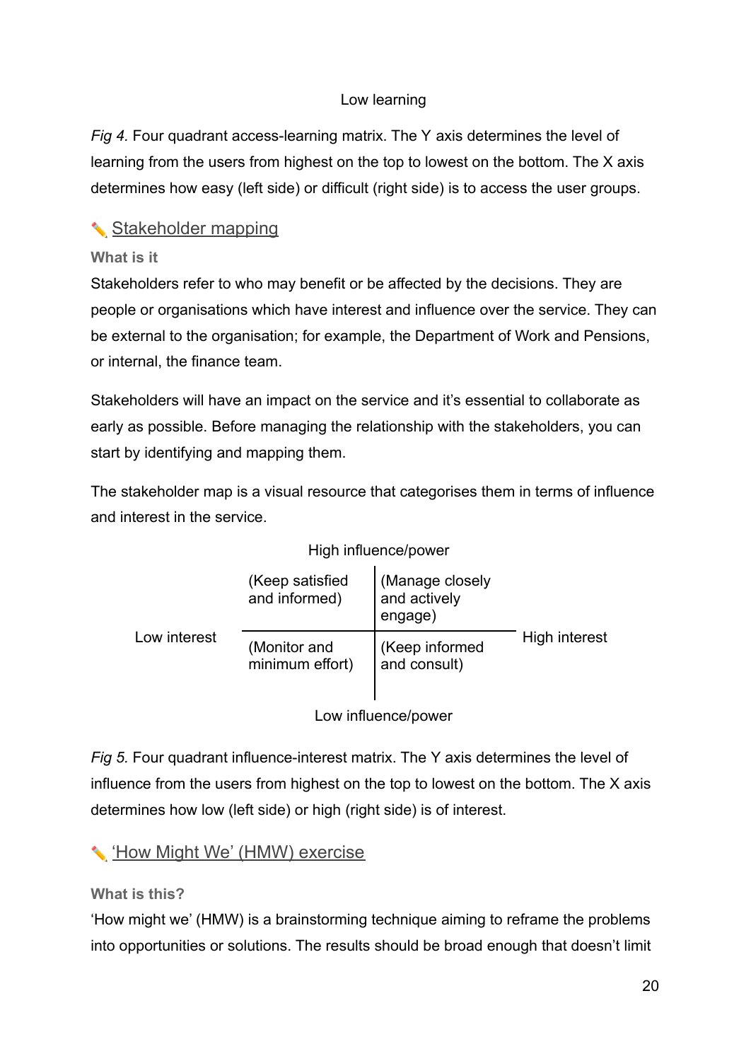Low learning

*Fig 4.* Four quadrant access-learning matrix. The Y axis determines the level of learning from the users from highest on the top to lowest on the bottom. The X axis determines how easy (left side) or difficult (right side) is to access the user groups.

## ✏️ Stakeholder mapping

**What is it**

Stakeholders refer to who may benefit or be affected by the decisions. They are people or organisations which have interest and influence over the service. They can be external to the organisation; for example, the Department of Work and Pensions, or internal, the finance team.

Stakeholders will have an impact on the service and it's essential to collaborate as early as possible. Before managing the relationship with the stakeholders, you can start by identifying and mapping them.

The stakeholder map is a visual resource that categorises them in terms of influence and interest in the service.

High influence/power

| | Low interest | High interest |
|---|---|---|
| **High influence/power** | (Keep satisfied and informed) | (Manage closely and actively engage) |
| **Low influence/power** | (Monitor and minimum effort) | (Keep informed and consult) |

Low influence/power

*Fig 5.* Four quadrant influence-interest matrix. The Y axis determines the level of influence from the users from highest on the top to lowest on the bottom. The X axis determines how low (left side) or high (right side) is of interest.

## ✏️ 'How Might We' (HMW) exercise

**What is this?**

'How might we' (HMW) is a brainstorming technique aiming to reframe the problems into opportunities or solutions. The results should be broad enough that doesn't limit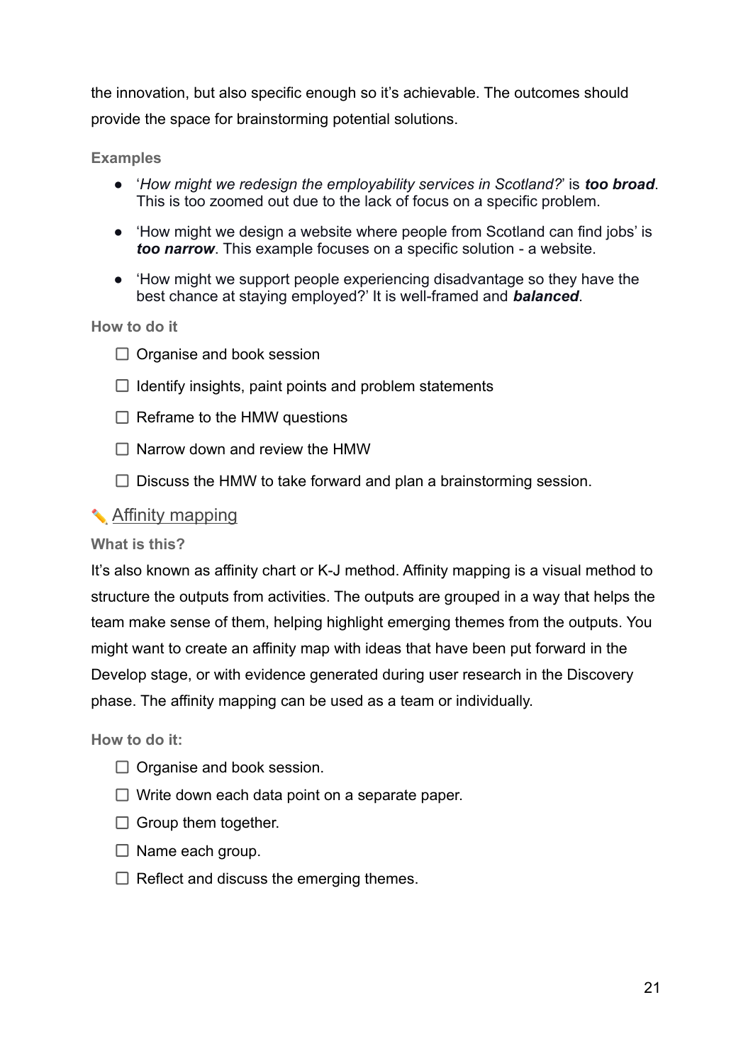the innovation, but also specific enough so it's achievable. The outcomes should provide the space for brainstorming potential solutions.

**Examples**

- '*How might we redesign the employability services in Scotland?*' is ***too broad***. This is too zoomed out due to the lack of focus on a specific problem.
- 'How might we design a website where people from Scotland can find jobs' is ***too narrow***. This example focuses on a specific solution - a website.
- 'How might we support people experiencing disadvantage so they have the best chance at staying employed?' It is well-framed and ***balanced***.

**How to do it**

- [ ] Organise and book session
- [ ] Identify insights, paint points and problem statements
- [ ] Reframe to the HMW questions
- [ ] Narrow down and review the HMW
- [ ] Discuss the HMW to take forward and plan a brainstorming session.

## ✏️ Affinity mapping

**What is this?**

It's also known as affinity chart or K-J method. Affinity mapping is a visual method to structure the outputs from activities. The outputs are grouped in a way that helps the team make sense of them, helping highlight emerging themes from the outputs. You might want to create an affinity map with ideas that have been put forward in the Develop stage, or with evidence generated during user research in the Discovery phase. The affinity mapping can be used as a team or individually.

**How to do it:**

- [ ] Organise and book session.
- [ ] Write down each data point on a separate paper.
- [ ] Group them together.
- [ ] Name each group.
- [ ] Reflect and discuss the emerging themes.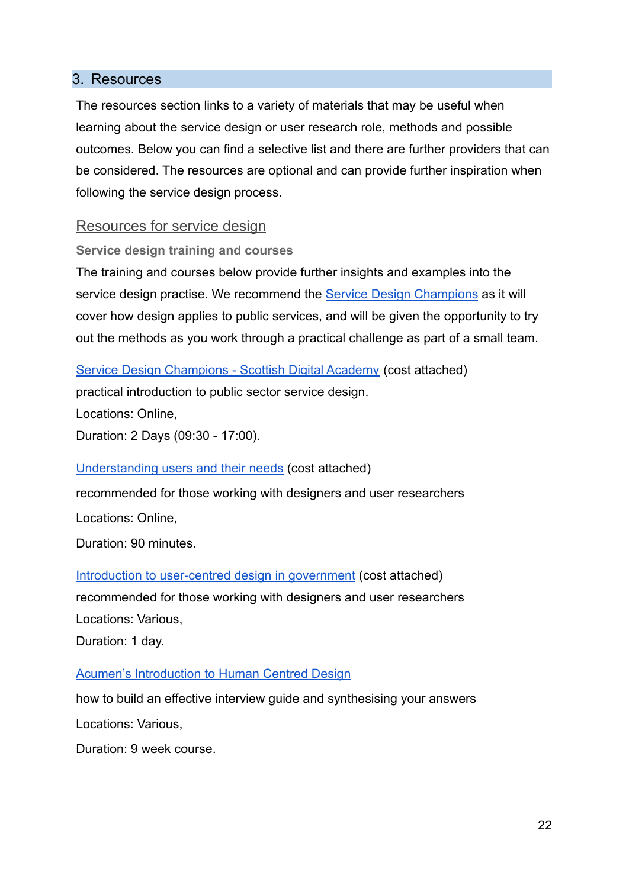## 3. Resources

The resources section links to a variety of materials that may be useful when learning about the service design or user research role, methods and possible outcomes. Below you can find a selective list and there are further providers that can be considered. The resources are optional and can provide further inspiration when following the service design process.

### Resources for service design

#### Service design training and courses

The training and courses below provide further insights and examples into the service design practise. We recommend the Service Design Champions as it will cover how design applies to public services, and will be given the opportunity to try out the methods as you work through a practical challenge as part of a small team.

Service Design Champions - Scottish Digital Academy (cost attached)
practical introduction to public sector service design.
Locations: Online,
Duration: 2 Days (09:30 - 17:00).

Understanding users and their needs (cost attached)

recommended for those working with designers and user researchers

Locations: Online,

Duration: 90 minutes.

Introduction to user-centred design in government (cost attached)
recommended for those working with designers and user researchers
Locations: Various,
Duration: 1 day.

Acumen's Introduction to Human Centred Design

how to build an effective interview guide and synthesising your answers

Locations: Various,

Duration: 9 week course.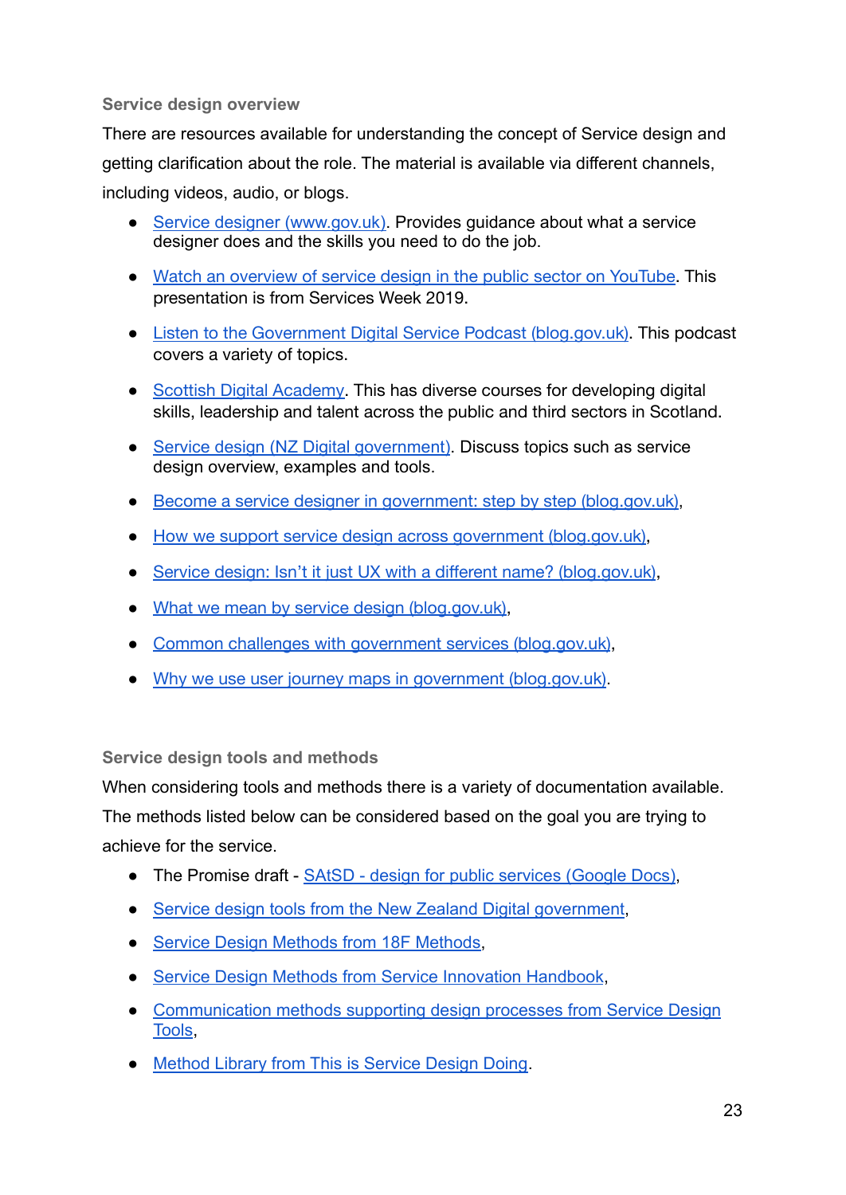### Service design overview

There are resources available for understanding the concept of Service design and getting clarification about the role. The material is available via different channels, including videos, audio, or blogs.

- Service designer (www.gov.uk). Provides guidance about what a service designer does and the skills you need to do the job.
- Watch an overview of service design in the public sector on YouTube. This presentation is from Services Week 2019.
- Listen to the Government Digital Service Podcast (blog.gov.uk). This podcast covers a variety of topics.
- Scottish Digital Academy. This has diverse courses for developing digital skills, leadership and talent across the public and third sectors in Scotland.
- Service design (NZ Digital government). Discuss topics such as service design overview, examples and tools.
- Become a service designer in government: step by step (blog.gov.uk),
- How we support service design across government (blog.gov.uk),
- Service design: Isn't it just UX with a different name? (blog.gov.uk),
- What we mean by service design (blog.gov.uk),
- Common challenges with government services (blog.gov.uk),
- Why we use user journey maps in government (blog.gov.uk).

### Service design tools and methods

When considering tools and methods there is a variety of documentation available. The methods listed below can be considered based on the goal you are trying to achieve for the service.

- The Promise draft - SAtSD - design for public services (Google Docs),
- Service design tools from the New Zealand Digital government,
- Service Design Methods from 18F Methods,
- Service Design Methods from Service Innovation Handbook,
- Communication methods supporting design processes from Service Design Tools,
- Method Library from This is Service Design Doing.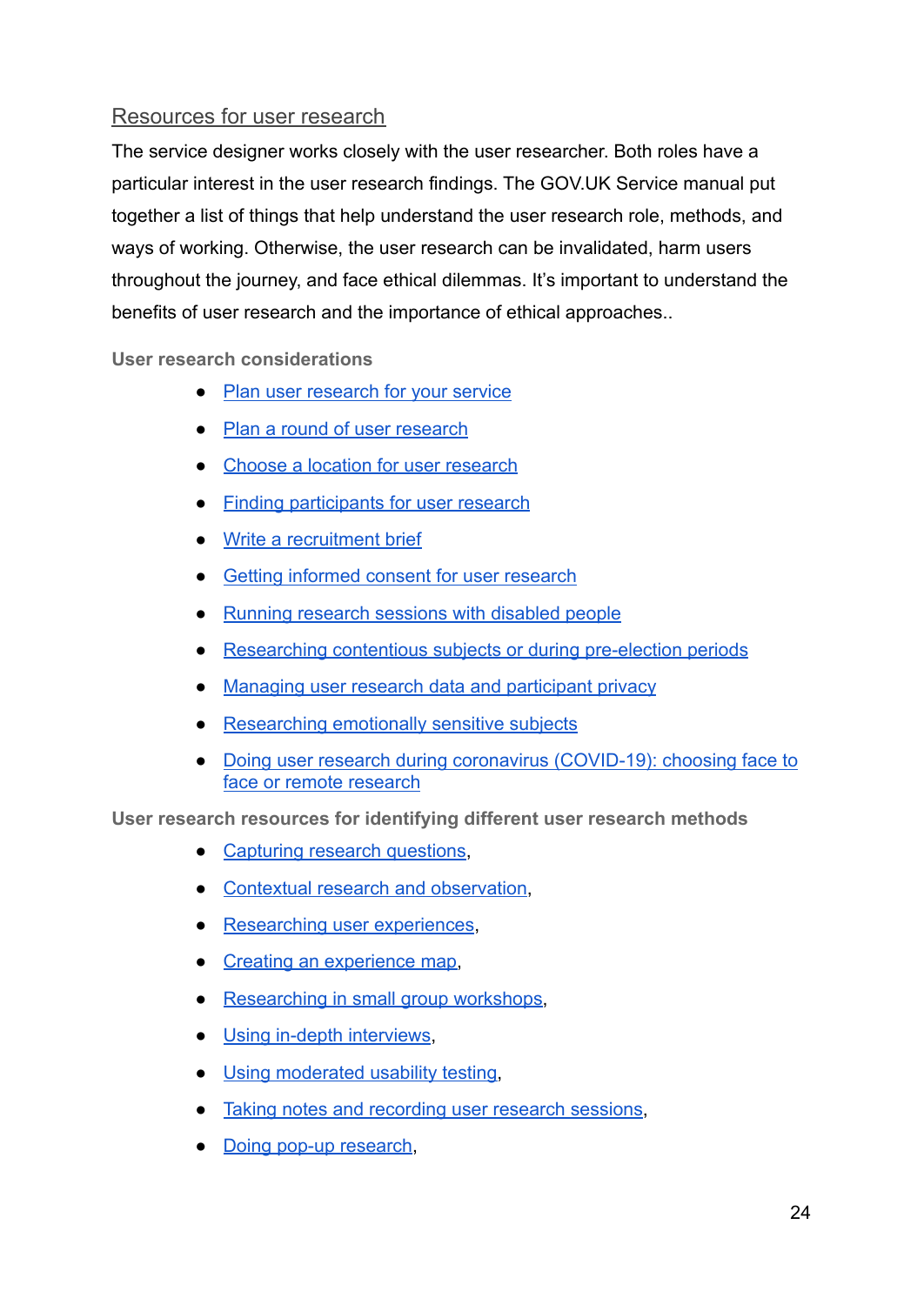## Resources for user research

The service designer works closely with the user researcher. Both roles have a particular interest in the user research findings. The GOV.UK Service manual put together a list of things that help understand the user research role, methods, and ways of working. Otherwise, the user research can be invalidated, harm users throughout the journey, and face ethical dilemmas. It's important to understand the benefits of user research and the importance of ethical approaches..

### User research considerations

- Plan user research for your service
- Plan a round of user research
- Choose a location for user research
- Finding participants for user research
- Write a recruitment brief
- Getting informed consent for user research
- Running research sessions with disabled people
- Researching contentious subjects or during pre-election periods
- Managing user research data and participant privacy
- Researching emotionally sensitive subjects
- Doing user research during coronavirus (COVID-19): choosing face to face or remote research

### User research resources for identifying different user research methods

- Capturing research questions,
- Contextual research and observation,
- Researching user experiences,
- Creating an experience map,
- Researching in small group workshops,
- Using in-depth interviews,
- Using moderated usability testing,
- Taking notes and recording user research sessions,
- Doing pop-up research,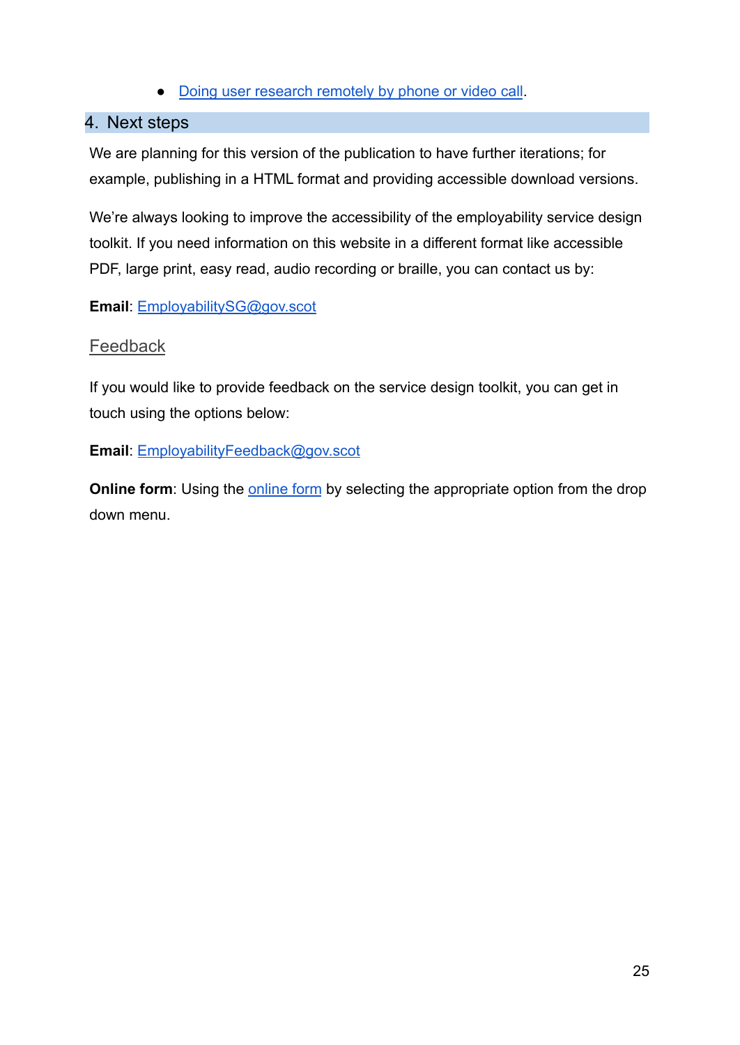- Doing user research remotely by phone or video call.

## 4. Next steps

We are planning for this version of the publication to have further iterations; for example, publishing in a HTML format and providing accessible download versions.

We're always looking to improve the accessibility of the employability service design toolkit. If you need information on this website in a different format like accessible PDF, large print, easy read, audio recording or braille, you can contact us by:

**Email**: EmployabilitySG@gov.scot

### Feedback

If you would like to provide feedback on the service design toolkit, you can get in touch using the options below:

**Email**: EmployabilityFeedback@gov.scot

**Online form**: Using the online form by selecting the appropriate option from the drop down menu.